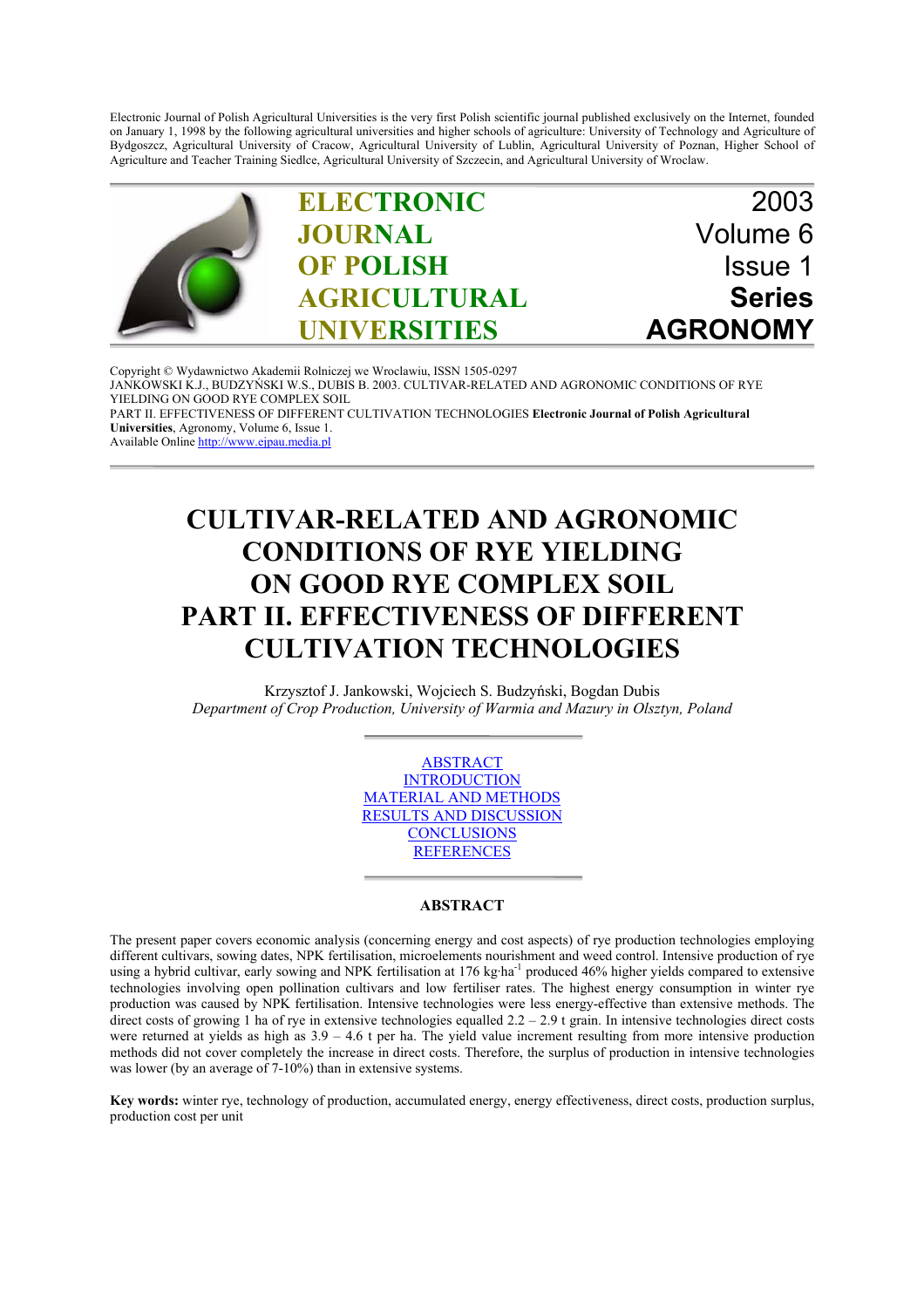Electronic Journal of Polish Agricultural Universities is the very first Polish scientific journal published exclusively on the Internet, founded on January 1, 1998 by the following agricultural universities and higher schools of agriculture: University of Technology and Agriculture of Bydgoszcz, Agricultural University of Cracow, Agricultural University of Lublin, Agricultural University of Poznan, Higher School of Agriculture and Teacher Training Siedlce, Agricultural University of Szczecin, and Agricultural University of Wroclaw.

**ELECTRONIC JOURNAL OF POLISH AGRICULTURAL UNIVERSITIES**

2003
Volume 6
Issue 1
**Series AGRONOMY**

Copyright © Wydawnictwo Akademii Rolniczej we Wroclawiu, ISSN 1505-0297
JANKOWSKI K.J., BUDZYŃSKI W.S., DUBIS B. 2003. CULTIVAR-RELATED AND AGRONOMIC CONDITIONS OF RYE YIELDING ON GOOD RYE COMPLEX SOIL
PART II. EFFECTIVENESS OF DIFFERENT CULTIVATION TECHNOLOGIES **Electronic Journal of Polish Agricultural Universities**, Agronomy, Volume 6, Issue 1.
Available Online http://www.ejpau.media.pl

# CULTIVAR-RELATED AND AGRONOMIC CONDITIONS OF RYE YIELDING ON GOOD RYE COMPLEX SOIL PART II. EFFECTIVENESS OF DIFFERENT CULTIVATION TECHNOLOGIES

Krzysztof J. Jankowski, Wojciech S. Budzyński, Bogdan Dubis
*Department of Crop Production, University of Warmia and Mazury in Olsztyn, Poland*

ABSTRACT
INTRODUCTION
MATERIAL AND METHODS
RESULTS AND DISCUSSION
CONCLUSIONS
REFERENCES

## ABSTRACT

The present paper covers economic analysis (concerning energy and cost aspects) of rye production technologies employing different cultivars, sowing dates, NPK fertilisation, microelements nourishment and weed control. Intensive production of rye using a hybrid cultivar, early sowing and NPK fertilisation at 176 $kg \cdot ha^{-1}$ produced 46% higher yields compared to extensive technologies involving open pollination cultivars and low fertiliser rates. The highest energy consumption in winter rye production was caused by NPK fertilisation. Intensive technologies were less energy-effective than extensive methods. The direct costs of growing 1 ha of rye in extensive technologies equalled 2.2 – 2.9 t grain. In intensive technologies direct costs were returned at yields as high as 3.9 – 4.6 t per ha. The yield value increment resulting from more intensive production methods did not cover completely the increase in direct costs. Therefore, the surplus of production in intensive technologies was lower (by an average of 7-10%) than in extensive systems.

**Key words:** winter rye, technology of production, accumulated energy, energy effectiveness, direct costs, production surplus, production cost per unit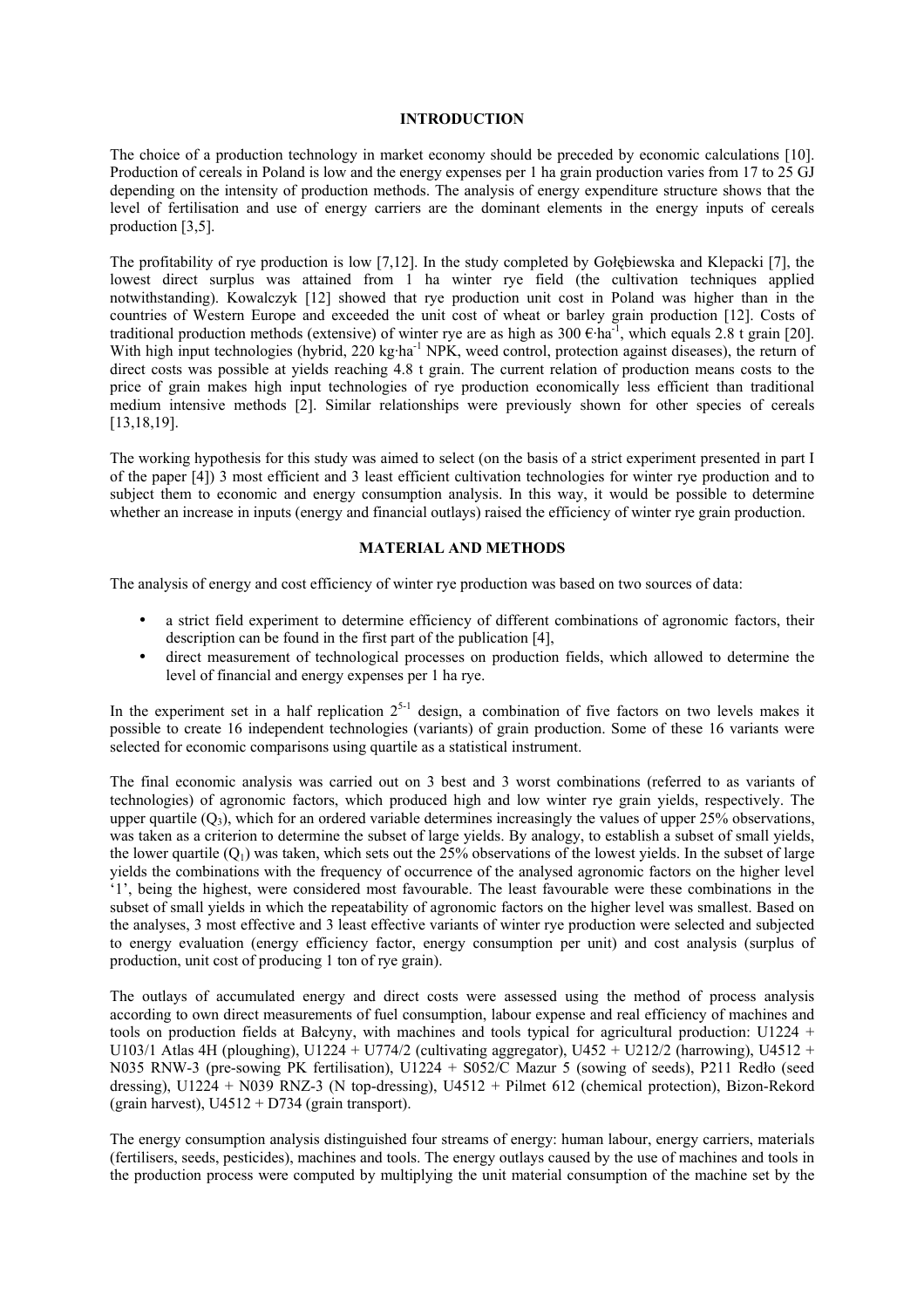## INTRODUCTION

The choice of a production technology in market economy should be preceded by economic calculations [10]. Production of cereals in Poland is low and the energy expenses per 1 ha grain production varies from 17 to 25 GJ depending on the intensity of production methods. The analysis of energy expenditure structure shows that the level of fertilisation and use of energy carriers are the dominant elements in the energy inputs of cereals production [3,5].

The profitability of rye production is low [7,12]. In the study completed by Gołębiewska and Klepacki [7], the lowest direct surplus was attained from 1 ha winter rye field (the cultivation techniques applied notwithstanding). Kowalczyk [12] showed that rye production unit cost in Poland was higher than in the countries of Western Europe and exceeded the unit cost of wheat or barley grain production [12]. Costs of traditional production methods (extensive) of winter rye are as high as 300 $€·ha^{-1}$, which equals 2.8 t grain [20]. With high input technologies (hybrid, 220 $kg·ha^{-1}$ NPK, weed control, protection against diseases), the return of direct costs was possible at yields reaching 4.8 t grain. The current relation of production means costs to the price of grain makes high input technologies of rye production economically less efficient than traditional medium intensive methods [2]. Similar relationships were previously shown for other species of cereals [13,18,19].

The working hypothesis for this study was aimed to select (on the basis of a strict experiment presented in part I of the paper [4]) 3 most efficient and 3 least efficient cultivation technologies for winter rye production and to subject them to economic and energy consumption analysis. In this way, it would be possible to determine whether an increase in inputs (energy and financial outlays) raised the efficiency of winter rye grain production.

## MATERIAL AND METHODS

The analysis of energy and cost efficiency of winter rye production was based on two sources of data:

- a strict field experiment to determine efficiency of different combinations of agronomic factors, their description can be found in the first part of the publication [4],
- direct measurement of technological processes on production fields, which allowed to determine the level of financial and energy expenses per 1 ha rye.

In the experiment set in a half replication $2^{5-1}$ design, a combination of five factors on two levels makes it possible to create 16 independent technologies (variants) of grain production. Some of these 16 variants were selected for economic comparisons using quartile as a statistical instrument.

The final economic analysis was carried out on 3 best and 3 worst combinations (referred to as variants of technologies) of agronomic factors, which produced high and low winter rye grain yields, respectively. The upper quartile ($Q_3$), which for an ordered variable determines increasingly the values of upper 25% observations, was taken as a criterion to determine the subset of large yields. By analogy, to establish a subset of small yields, the lower quartile ($Q_1$) was taken, which sets out the 25% observations of the lowest yields. In the subset of large yields the combinations with the frequency of occurrence of the analysed agronomic factors on the higher level '1', being the highest, were considered most favourable. The least favourable were these combinations in the subset of small yields in which the repeatability of agronomic factors on the higher level was smallest. Based on the analyses, 3 most effective and 3 least effective variants of winter rye production were selected and subjected to energy evaluation (energy efficiency factor, energy consumption per unit) and cost analysis (surplus of production, unit cost of producing 1 ton of rye grain).

The outlays of accumulated energy and direct costs were assessed using the method of process analysis according to own direct measurements of fuel consumption, labour expense and real efficiency of machines and tools on production fields at Bałcyny, with machines and tools typical for agricultural production: U1224 + U103/1 Atlas 4H (ploughing), U1224 + U774/2 (cultivating aggregator), U452 + U212/2 (harrowing), U4512 + N035 RNW-3 (pre-sowing PK fertilisation), U1224 + S052/C Mazur 5 (sowing of seeds), P211 Redło (seed dressing), U1224 + N039 RNZ-3 (N top-dressing), U4512 + Pilmet 612 (chemical protection), Bizon-Rekord (grain harvest), U4512 + D734 (grain transport).

The energy consumption analysis distinguished four streams of energy: human labour, energy carriers, materials (fertilisers, seeds, pesticides), machines and tools. The energy outlays caused by the use of machines and tools in the production process were computed by multiplying the unit material consumption of the machine set by the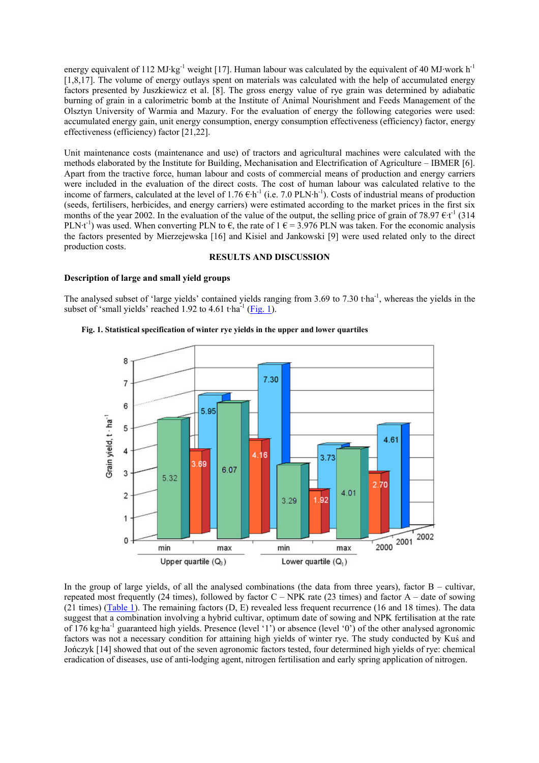energy equivalent of 112 MJ·kg$^{-1}$ weight [17]. Human labour was calculated by the equivalent of 40 MJ·work h$^{-1}$ [1,8,17]. The volume of energy outlays spent on materials was calculated with the help of accumulated energy factors presented by Juszkiewicz et al. [8]. The gross energy value of rye grain was determined by adiabatic burning of grain in a calorimetric bomb at the Institute of Animal Nourishment and Feeds Management of the Olsztyn University of Warmia and Mazury. For the evaluation of energy the following categories were used: accumulated energy gain, unit energy consumption, energy consumption effectiveness (efficiency) factor, energy effectiveness (efficiency) factor [21,22].

Unit maintenance costs (maintenance and use) of tractors and agricultural machines were calculated with the methods elaborated by the Institute for Building, Mechanisation and Electrification of Agriculture – IBMER [6]. Apart from the tractive force, human labour and costs of commercial means of production and energy carriers were included in the evaluation of the direct costs. The cost of human labour was calculated relative to the income of farmers, calculated at the level of 1.76 €·h$^{-1}$ (i.e. 7.0 PLN·h$^{-1}$). Costs of industrial means of production (seeds, fertilisers, herbicides, and energy carriers) were estimated according to the market prices in the first six months of the year 2002. In the evaluation of the value of the output, the selling price of grain of 78.97 €·t$^{-1}$ (314 PLN·t$^{-1}$) was used. When converting PLN to €, the rate of 1 € = 3.976 PLN was taken. For the economic analysis the factors presented by Mierzejewska [16] and Kisiel and Jankowski [9] were used related only to the direct production costs.

## RESULTS AND DISCUSSION

### Description of large and small yield groups

The analysed subset of 'large yields' contained yields ranging from 3.69 to 7.30 t·ha$^{-1}$, whereas the yields in the subset of 'small yields' reached 1.92 to 4.61 t·ha$^{-1}$ (Fig. 1).

**Fig. 1. Statistical specification of winter rye yields in the upper and lower quartiles**

| Grain yield, t·ha$^{-1}$ | Upper quartile ($Q_3$) min | Upper quartile ($Q_3$) max | Lower quartile ($Q_1$) min | Lower quartile ($Q_1$) max |
|---|---|---|---|---|
| 2000 | 5.32 | 6.07 | 3.29 | 4.01 |
| 2001 | 3.69 | 4.16 | 1.92 | 2.70 |
| 2002 | 5.95 | 7.30 | 3.73 | 4.61 |

In the group of large yields, of all the analysed combinations (the data from three years), factor B – cultivar, repeated most frequently (24 times), followed by factor C – NPK rate (23 times) and factor A – date of sowing (21 times) (Table 1). The remaining factors (D, E) revealed less frequent recurrence (16 and 18 times). The data suggest that a combination involving a hybrid cultivar, optimum date of sowing and NPK fertilisation at the rate of 176 kg·ha$^{-1}$ guaranteed high yields. Presence (level '1') or absence (level '0') of the other analysed agronomic factors was not a necessary condition for attaining high yields of winter rye. The study conducted by Kuś and Jończyk [14] showed that out of the seven agronomic factors tested, four determined high yields of rye: chemical eradication of diseases, use of anti-lodging agent, nitrogen fertilisation and early spring application of nitrogen.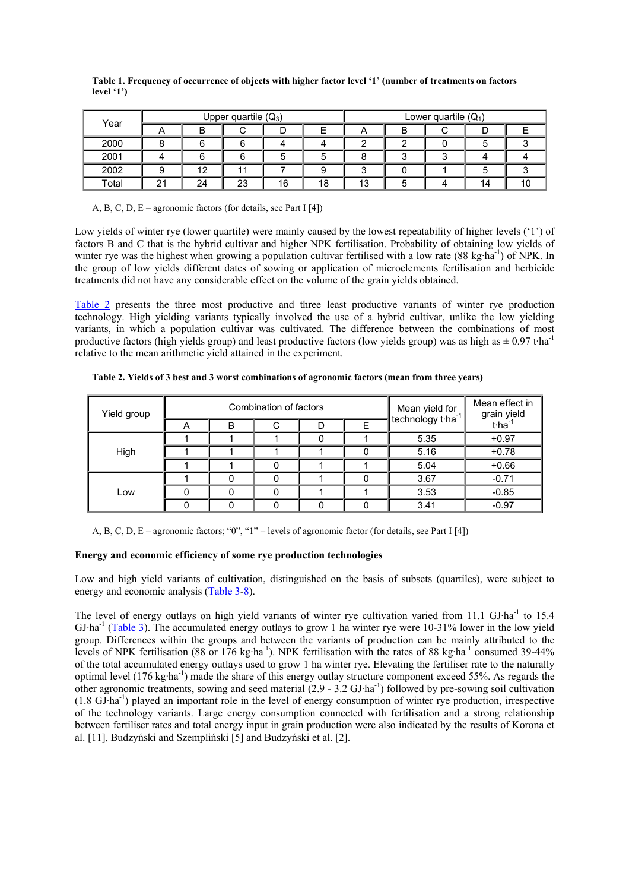**Table 1. Frequency of occurrence of objects with higher factor level '1' (number of treatments on factors level '1')**

| Year | Upper quartile ($Q_3$) | | | | | Lower quartile ($Q_1$) | | | | |
|---|---|---|---|---|---|---|---|---|---|---|
| | A | B | C | D | E | A | B | C | D | E |
| 2000 | 8 | 6 | 6 | 4 | 4 | 2 | 2 | 0 | 5 | 3 |
| 2001 | 4 | 6 | 6 | 5 | 5 | 8 | 3 | 3 | 4 | 4 |
| 2002 | 9 | 12 | 11 | 7 | 9 | 3 | 0 | 1 | 5 | 3 |
| Total | 21 | 24 | 23 | 16 | 18 | 13 | 5 | 4 | 14 | 10 |

A, B, C, D, E – agronomic factors (for details, see Part I [4])

Low yields of winter rye (lower quartile) were mainly caused by the lowest repeatability of higher levels ('1') of factors B and C that is the hybrid cultivar and higher NPK fertilisation. Probability of obtaining low yields of winter rye was the highest when growing a population cultivar fertilised with a low rate (88 kg·ha$^{-1}$) of NPK. In the group of low yields different dates of sowing or application of microelements fertilisation and herbicide treatments did not have any considerable effect on the volume of the grain yields obtained.

Table 2 presents the three most productive and three least productive variants of winter rye production technology. High yielding variants typically involved the use of a hybrid cultivar, unlike the low yielding variants, in which a population cultivar was cultivated. The difference between the combinations of most productive factors (high yields group) and least productive factors (low yields group) was as high as ± 0.97 t·ha$^{-1}$ relative to the mean arithmetic yield attained in the experiment.

**Table 2. Yields of 3 best and 3 worst combinations of agronomic factors (mean from three years)**

| Yield group | Combination of factors | | | | | Mean yield for technology t·ha$^{-1}$ | Mean effect in grain yield t·ha$^{-1}$ |
|---|---|---|---|---|---|---|---|
| | A | B | C | D | E | | |
| High | 1 | 1 | 1 | 0 | 1 | 5.35 | +0.97 |
| | 1 | 1 | 1 | 1 | 0 | 5.16 | +0.78 |
| | 1 | 1 | 0 | 1 | 1 | 5.04 | +0.66 |
| Low | 1 | 0 | 0 | 1 | 0 | 3.67 | -0.71 |
| | 0 | 0 | 0 | 1 | 1 | 3.53 | -0.85 |
| | 0 | 0 | 0 | 0 | 0 | 3.41 | -0.97 |

A, B, C, D, E – agronomic factors; "0", "1" – levels of agronomic factor (for details, see Part I [4])

**Energy and economic efficiency of some rye production technologies**

Low and high yield variants of cultivation, distinguished on the basis of subsets (quartiles), were subject to energy and economic analysis (Table 3-8).

The level of energy outlays on high yield variants of winter rye cultivation varied from 11.1 GJ·ha$^{-1}$ to 15.4 GJ·ha$^{-1}$ (Table 3). The accumulated energy outlays to grow 1 ha winter rye were 10-31% lower in the low yield group. Differences within the groups and between the variants of production can be mainly attributed to the levels of NPK fertilisation (88 or 176 kg·ha$^{-1}$). NPK fertilisation with the rates of 88 kg·ha$^{-1}$ consumed 39-44% of the total accumulated energy outlays used to grow 1 ha winter rye. Elevating the fertiliser rate to the naturally optimal level (176 kg·ha$^{-1}$) made the share of this energy outlay structure component exceed 55%. As regards the other agronomic treatments, sowing and seed material (2.9 - 3.2 GJ·ha$^{-1}$) followed by pre-sowing soil cultivation (1.8 GJ·ha$^{-1}$) played an important role in the level of energy consumption of winter rye production, irrespective of the technology variants. Large energy consumption connected with fertilisation and a strong relationship between fertiliser rates and total energy input in grain production were also indicated by the results of Korona et al. [11], Budzyński and Szempliński [5] and Budzyński et al. [2].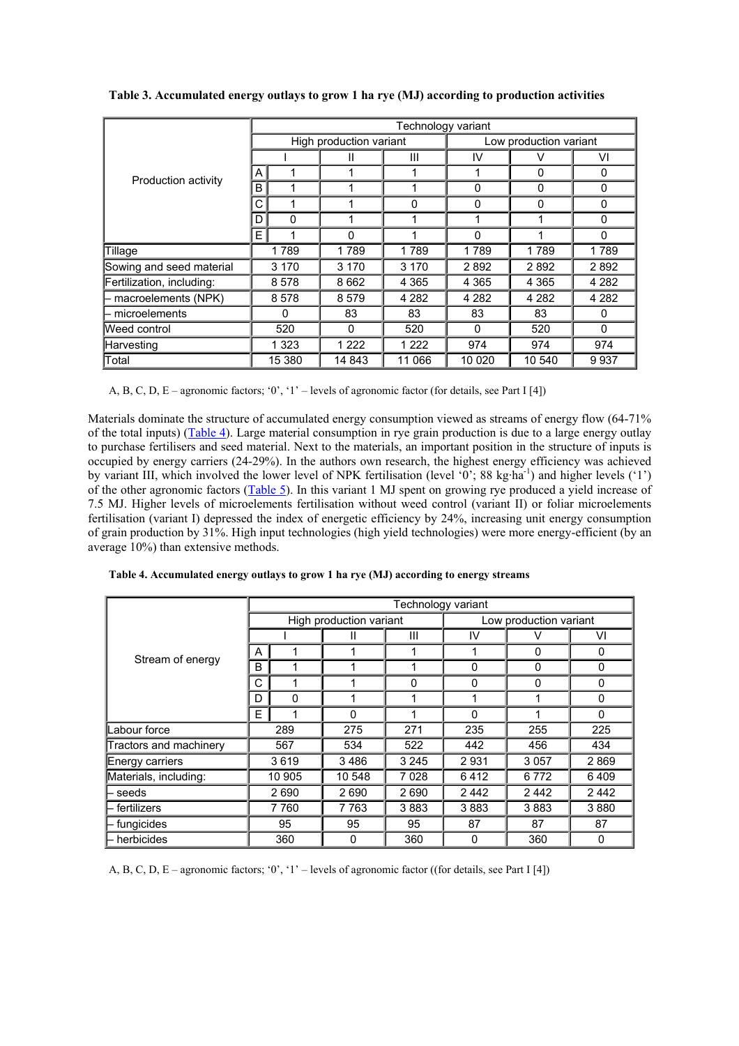**Table 3. Accumulated energy outlays to grow 1 ha rye (MJ) according to production activities**

| Production activity | | Technology variant | | | | | |
|---|---|---|---|---|---|---|---|
| | | High production variant | | | Low production variant | | |
| | | I | II | III | IV | V | VI |
| | A | 1 | 1 | 1 | 1 | 0 | 0 |
| | B | 1 | 1 | 1 | 0 | 0 | 0 |
| | C | 1 | 1 | 0 | 0 | 0 | 0 |
| | D | 0 | 1 | 1 | 1 | 1 | 0 |
| | E | 1 | 0 | 1 | 0 | 1 | 0 |
| Tillage | | 1 789 | 1 789 | 1 789 | 1 789 | 1 789 | 1 789 |
| Sowing and seed material | | 3 170 | 3 170 | 3 170 | 2 892 | 2 892 | 2 892 |
| Fertilization, including: | | 8 578 | 8 662 | 4 365 | 4 365 | 4 365 | 4 282 |
| – macroelements (NPK) | | 8 578 | 8 579 | 4 282 | 4 282 | 4 282 | 4 282 |
| – microelements | | 0 | 83 | 83 | 83 | 83 | 0 |
| Weed control | | 520 | 0 | 520 | 0 | 520 | 0 |
| Harvesting | | 1 323 | 1 222 | 1 222 | 974 | 974 | 974 |
| Total | | 15 380 | 14 843 | 11 066 | 10 020 | 10 540 | 9 937 |

A, B, C, D, E – agronomic factors; '0', '1' – levels of agronomic factor (for details, see Part I [4])

Materials dominate the structure of accumulated energy consumption viewed as streams of energy flow (64-71% of the total inputs) (Table 4). Large material consumption in rye grain production is due to a large energy outlay to purchase fertilisers and seed material. Next to the materials, an important position in the structure of inputs is occupied by energy carriers (24-29%). In the authors own research, the highest energy efficiency was achieved by variant III, which involved the lower level of NPK fertilisation (level '0'; 88 kg·ha$^{-1}$) and higher levels ('1') of the other agronomic factors (Table 5). In this variant 1 MJ spent on growing rye produced a yield increase of 7.5 MJ. Higher levels of microelements fertilisation without weed control (variant II) or foliar microelements fertilisation (variant I) depressed the index of energetic efficiency by 24%, increasing unit energy consumption of grain production by 31%. High input technologies (high yield technologies) were more energy-efficient (by an average 10%) than extensive methods.

**Table 4. Accumulated energy outlays to grow 1 ha rye (MJ) according to energy streams**

| Stream of energy | | Technology variant | | | | | |
|---|---|---|---|---|---|---|---|
| | | High production variant | | | Low production variant | | |
| | | I | II | III | IV | V | VI |
| | A | 1 | 1 | 1 | 1 | 0 | 0 |
| | B | 1 | 1 | 1 | 0 | 0 | 0 |
| | C | 1 | 1 | 0 | 0 | 0 | 0 |
| | D | 0 | 1 | 1 | 1 | 1 | 0 |
| | E | 1 | 0 | 1 | 0 | 1 | 0 |
| Labour force | | 289 | 275 | 271 | 235 | 255 | 225 |
| Tractors and machinery | | 567 | 534 | 522 | 442 | 456 | 434 |
| Energy carriers | | 3 619 | 3 486 | 3 245 | 2 931 | 3 057 | 2 869 |
| Materials, including: | | 10 905 | 10 548 | 7 028 | 6 412 | 6 772 | 6 409 |
| – seeds | | 2 690 | 2 690 | 2 690 | 2 442 | 2 442 | 2 442 |
| – fertilizers | | 7 760 | 7 763 | 3 883 | 3 883 | 3 883 | 3 880 |
| – fungicides | | 95 | 95 | 95 | 87 | 87 | 87 |
| – herbicides | | 360 | 0 | 360 | 0 | 360 | 0 |

A, B, C, D, E – agronomic factors; '0', '1' – levels of agronomic factor ((for details, see Part I [4])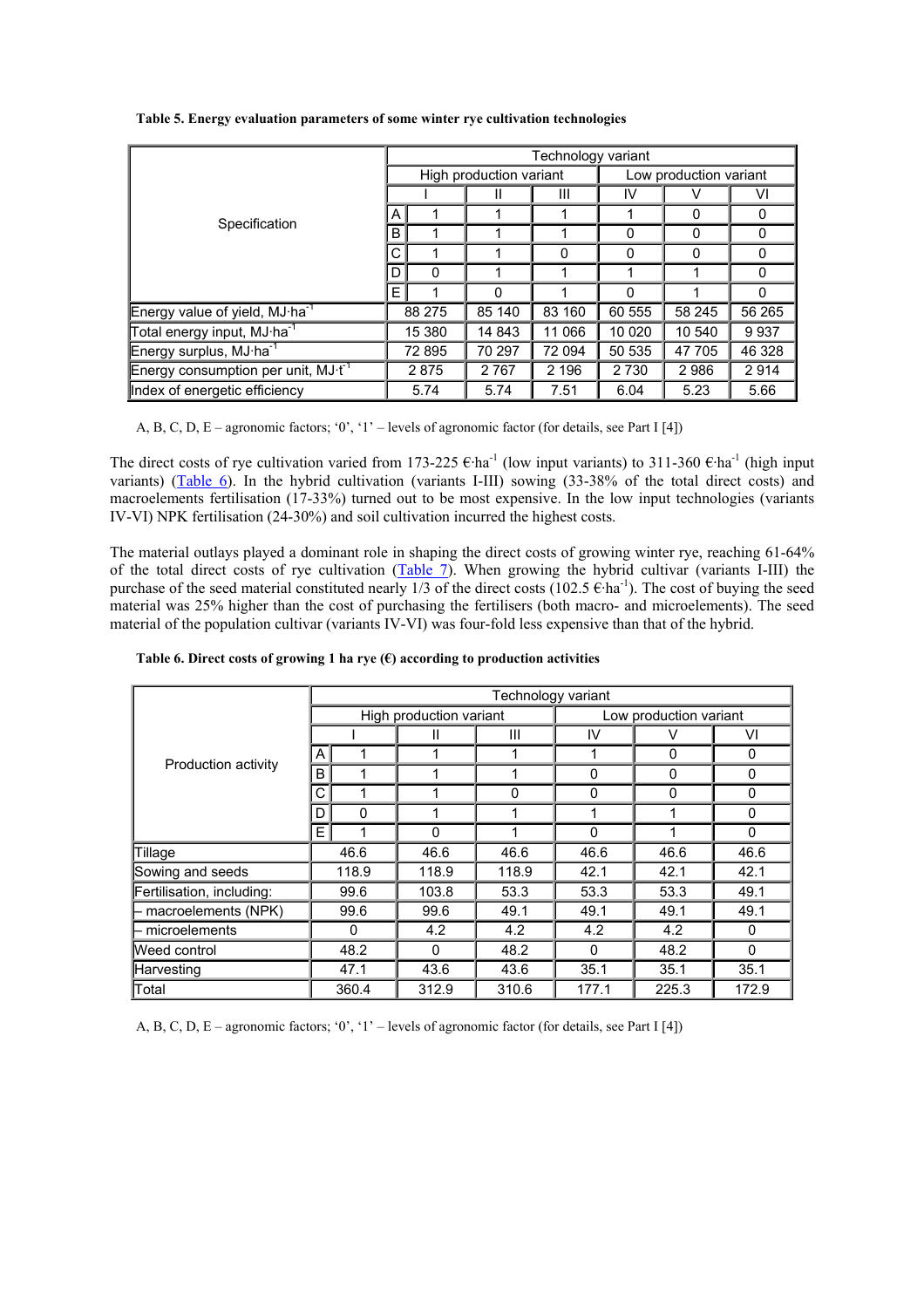**Table 5. Energy evaluation parameters of some winter rye cultivation technologies**

| Specification | | Technology variant | | | | | |
|---|---|---|---|---|---|---|---|
| | | High production variant | | | Low production variant | | |
| | | I | II | III | IV | V | VI |
| | A | 1 | 1 | 1 | 1 | 0 | 0 |
| | B | 1 | 1 | 1 | 0 | 0 | 0 |
| | C | 1 | 1 | 0 | 0 | 0 | 0 |
| | D | 0 | 1 | 1 | 1 | 1 | 0 |
| | E | 1 | 0 | 1 | 0 | 1 | 0 |
| Energy value of yield, MJ·ha$^{-1}$ | | 88 275 | 85 140 | 83 160 | 60 555 | 58 245 | 56 265 |
| Total energy input, MJ·ha$^{-1}$ | | 15 380 | 14 843 | 11 066 | 10 020 | 10 540 | 9 937 |
| Energy surplus, MJ·ha$^{-1}$ | | 72 895 | 70 297 | 72 094 | 50 535 | 47 705 | 46 328 |
| Energy consumption per unit, MJ·t$^{-1}$ | | 2 875 | 2 767 | 2 196 | 2 730 | 2 986 | 2 914 |
| Index of energetic efficiency | | 5.74 | 5.74 | 7.51 | 6.04 | 5.23 | 5.66 |

A, B, C, D, E – agronomic factors; '0', '1' – levels of agronomic factor (for details, see Part I [4])

The direct costs of rye cultivation varied from 173-225 €·ha$^{-1}$ (low input variants) to 311-360 €·ha$^{-1}$ (high input variants) (Table 6). In the hybrid cultivation (variants I-III) sowing (33-38% of the total direct costs) and macroelements fertilisation (17-33%) turned out to be most expensive. In the low input technologies (variants IV-VI) NPK fertilisation (24-30%) and soil cultivation incurred the highest costs.

The material outlays played a dominant role in shaping the direct costs of growing winter rye, reaching 61-64% of the total direct costs of rye cultivation (Table 7). When growing the hybrid cultivar (variants I-III) the purchase of the seed material constituted nearly 1/3 of the direct costs (102.5 €·ha$^{-1}$). The cost of buying the seed material was 25% higher than the cost of purchasing the fertilisers (both macro- and microelements). The seed material of the population cultivar (variants IV-VI) was four-fold less expensive than that of the hybrid.

**Table 6. Direct costs of growing 1 ha rye (€) according to production activities**

| Production activity | | Technology variant | | | | | |
|---|---|---|---|---|---|---|---|
| | | High production variant | | | Low production variant | | |
| | | I | II | III | IV | V | VI |
| | A | 1 | 1 | 1 | 1 | 0 | 0 |
| | B | 1 | 1 | 1 | 0 | 0 | 0 |
| | C | 1 | 1 | 0 | 0 | 0 | 0 |
| | D | 0 | 1 | 1 | 1 | 1 | 0 |
| | E | 1 | 0 | 1 | 0 | 1 | 0 |
| Tillage | | 46.6 | 46.6 | 46.6 | 46.6 | 46.6 | 46.6 |
| Sowing and seeds | | 118.9 | 118.9 | 118.9 | 42.1 | 42.1 | 42.1 |
| Fertilisation, including: | | 99.6 | 103.8 | 53.3 | 53.3 | 53.3 | 49.1 |
| – macroelements (NPK) | | 99.6 | 99.6 | 49.1 | 49.1 | 49.1 | 49.1 |
| – microelements | | 0 | 4.2 | 4.2 | 4.2 | 4.2 | 0 |
| Weed control | | 48.2 | 0 | 48.2 | 0 | 48.2 | 0 |
| Harvesting | | 47.1 | 43.6 | 43.6 | 35.1 | 35.1 | 35.1 |
| Total | | 360.4 | 312.9 | 310.6 | 177.1 | 225.3 | 172.9 |

A, B, C, D, E – agronomic factors; '0', '1' – levels of agronomic factor (for details, see Part I [4])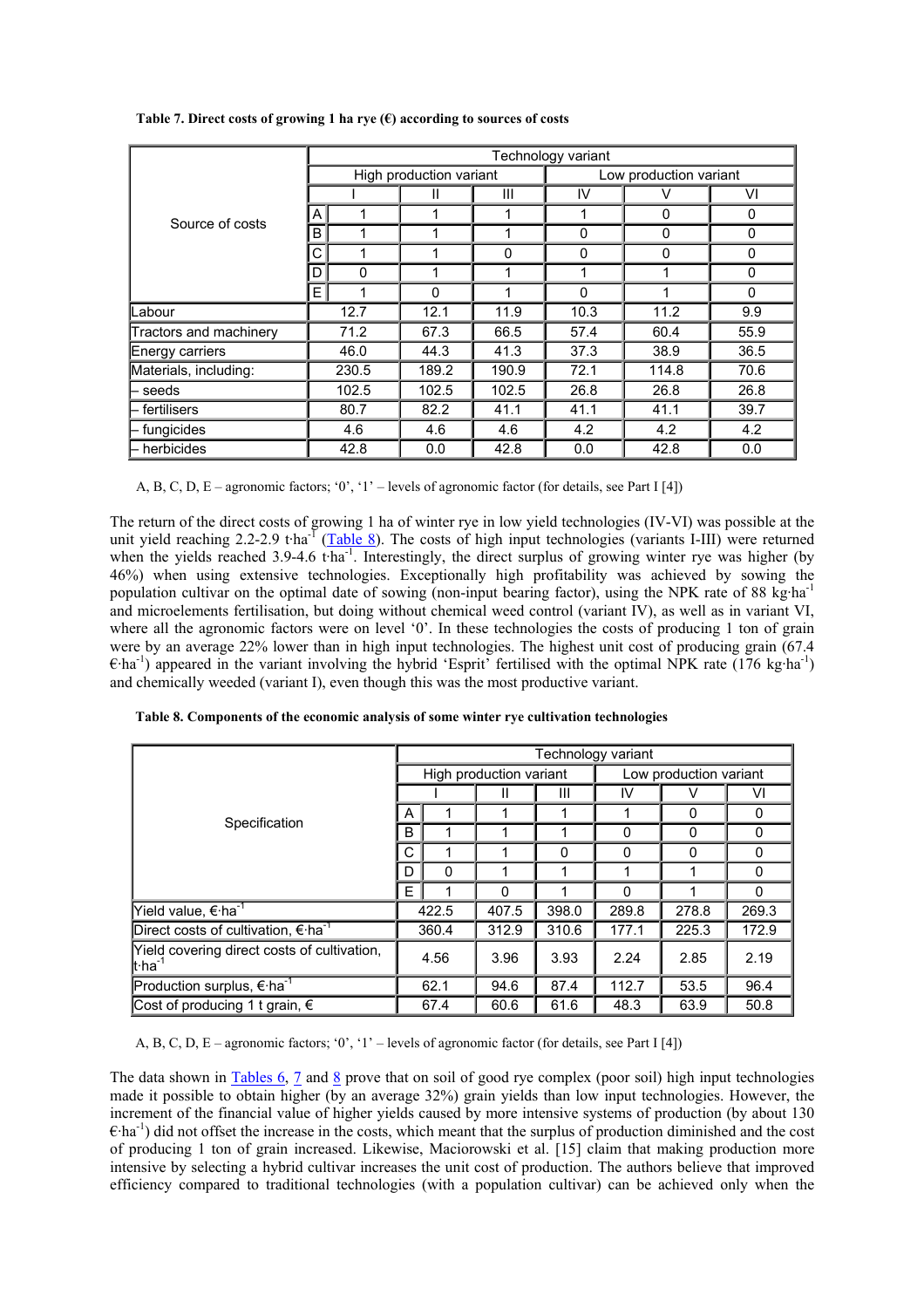**Table 7. Direct costs of growing 1 ha rye (€) according to sources of costs**

| Source of costs | | Technology variant | | | | | |
|---|---|---|---|---|---|---|---|
| | | High production variant | | | Low production variant | | |
| | | I | II | III | IV | V | VI |
| | A | 1 | 1 | 1 | 1 | 0 | 0 |
| | B | 1 | 1 | 1 | 0 | 0 | 0 |
| | C | 1 | 1 | 0 | 0 | 0 | 0 |
| | D | 0 | 1 | 1 | 1 | 1 | 0 |
| | E | 1 | 0 | 1 | 0 | 1 | 0 |
| Labour | | 12.7 | 12.1 | 11.9 | 10.3 | 11.2 | 9.9 |
| Tractors and machinery | | 71.2 | 67.3 | 66.5 | 57.4 | 60.4 | 55.9 |
| Energy carriers | | 46.0 | 44.3 | 41.3 | 37.3 | 38.9 | 36.5 |
| Materials, including: | | 230.5 | 189.2 | 190.9 | 72.1 | 114.8 | 70.6 |
| – seeds | | 102.5 | 102.5 | 102.5 | 26.8 | 26.8 | 26.8 |
| – fertilisers | | 80.7 | 82.2 | 41.1 | 41.1 | 41.1 | 39.7 |
| – fungicides | | 4.6 | 4.6 | 4.6 | 4.2 | 4.2 | 4.2 |
| – herbicides | | 42.8 | 0.0 | 42.8 | 0.0 | 42.8 | 0.0 |

A, B, C, D, E – agronomic factors; '0', '1' – levels of agronomic factor (for details, see Part I [4])

The return of the direct costs of growing 1 ha of winter rye in low yield technologies (IV-VI) was possible at the unit yield reaching 2.2-2.9 $t \cdot ha^{-1}$ (Table 8). The costs of high input technologies (variants I-III) were returned when the yields reached 3.9-4.6 $t \cdot ha^{-1}$. Interestingly, the direct surplus of growing winter rye was higher (by 46%) when using extensive technologies. Exceptionally high profitability was achieved by sowing the population cultivar on the optimal date of sowing (non-input bearing factor), using the NPK rate of 88 $kg \cdot ha^{-1}$ and microelements fertilisation, but doing without chemical weed control (variant IV), as well as in variant VI, where all the agronomic factors were on level '0'. In these technologies the costs of producing 1 ton of grain were by an average 22% lower than in high input technologies. The highest unit cost of producing grain (67.4 $€ \cdot ha^{-1}$) appeared in the variant involving the hybrid 'Esprit' fertilised with the optimal NPK rate (176 $kg \cdot ha^{-1}$) and chemically weeded (variant I), even though this was the most productive variant.

**Table 8. Components of the economic analysis of some winter rye cultivation technologies**

| Specification | | Technology variant | | | | | |
|---|---|---|---|---|---|---|---|
| | | High production variant | | | Low production variant | | |
| | | I | II | III | IV | V | VI |
| | A | 1 | 1 | 1 | 1 | 0 | 0 |
| | B | 1 | 1 | 1 | 0 | 0 | 0 |
| | C | 1 | 1 | 0 | 0 | 0 | 0 |
| | D | 0 | 1 | 1 | 1 | 1 | 0 |
| | E | 1 | 0 | 1 | 0 | 1 | 0 |
| Yield value, $€ \cdot ha^{-1}$ | | 422.5 | 407.5 | 398.0 | 289.8 | 278.8 | 269.3 |
| Direct costs of cultivation, $€ \cdot ha^{-1}$ | | 360.4 | 312.9 | 310.6 | 177.1 | 225.3 | 172.9 |
| Yield covering direct costs of cultivation, $t \cdot ha^{-1}$ | | 4.56 | 3.96 | 3.93 | 2.24 | 2.85 | 2.19 |
| Production surplus, $€ \cdot ha^{-1}$ | | 62.1 | 94.6 | 87.4 | 112.7 | 53.5 | 96.4 |
| Cost of producing 1 t grain, € | | 67.4 | 60.6 | 61.6 | 48.3 | 63.9 | 50.8 |

A, B, C, D, E – agronomic factors; '0', '1' – levels of agronomic factor (for details, see Part I [4])

The data shown in Tables 6, 7 and 8 prove that on soil of good rye complex (poor soil) high input technologies made it possible to obtain higher (by an average 32%) grain yields than low input technologies. However, the increment of the financial value of higher yields caused by more intensive systems of production (by about 130 $€ \cdot ha^{-1}$) did not offset the increase in the costs, which meant that the surplus of production diminished and the cost of producing 1 ton of grain increased. Likewise, Maciorowski et al. [15] claim that making production more intensive by selecting a hybrid cultivar increases the unit cost of production. The authors believe that improved efficiency compared to traditional technologies (with a population cultivar) can be achieved only when the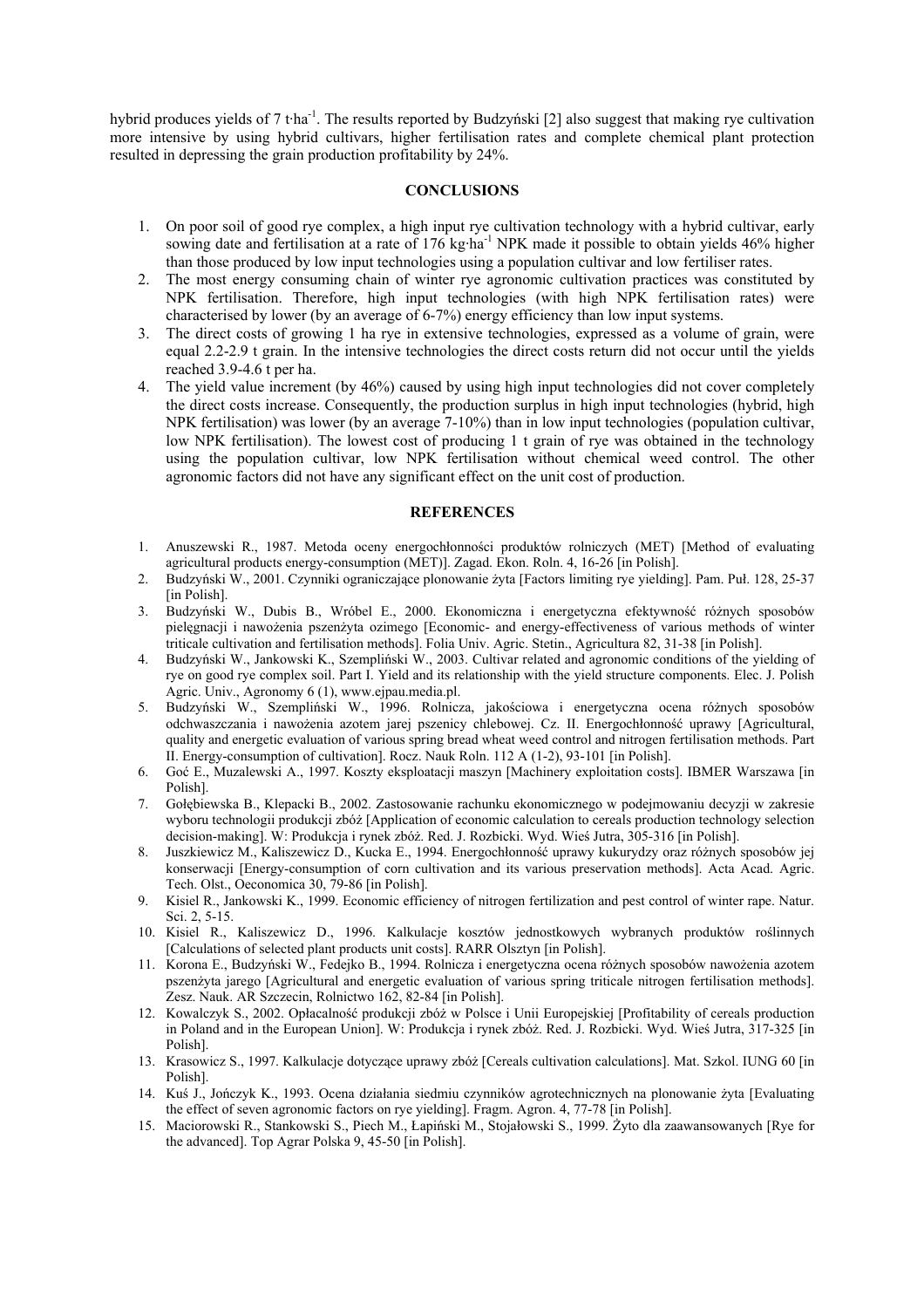hybrid produces yields of 7 t·ha$^{-1}$. The results reported by Budzyński [2] also suggest that making rye cultivation more intensive by using hybrid cultivars, higher fertilisation rates and complete chemical plant protection resulted in depressing the grain production profitability by 24%.

## CONCLUSIONS

1. On poor soil of good rye complex, a high input rye cultivation technology with a hybrid cultivar, early sowing date and fertilisation at a rate of 176 kg·ha$^{-1}$ NPK made it possible to obtain yields 46% higher than those produced by low input technologies using a population cultivar and low fertiliser rates.
2. The most energy consuming chain of winter rye agronomic cultivation practices was constituted by NPK fertilisation. Therefore, high input technologies (with high NPK fertilisation rates) were characterised by lower (by an average of 6-7%) energy efficiency than low input systems.
3. The direct costs of growing 1 ha rye in extensive technologies, expressed as a volume of grain, were equal 2.2-2.9 t grain. In the intensive technologies the direct costs return did not occur until the yields reached 3.9-4.6 t per ha.
4. The yield value increment (by 46%) caused by using high input technologies did not cover completely the direct costs increase. Consequently, the production surplus in high input technologies (hybrid, high NPK fertilisation) was lower (by an average 7-10%) than in low input technologies (population cultivar, low NPK fertilisation). The lowest cost of producing 1 t grain of rye was obtained in the technology using the population cultivar, low NPK fertilisation without chemical weed control. The other agronomic factors did not have any significant effect on the unit cost of production.

## REFERENCES

1. Anuszewski R., 1987. Metoda oceny energochłonności produktów rolniczych (MET) [Method of evaluating agricultural products energy-consumption (MET)]. Zagad. Ekon. Roln. 4, 16-26 [in Polish].
2. Budzyński W., 2001. Czynniki ograniczające plonowanie żyta [Factors limiting rye yielding]. Pam. Puł. 128, 25-37 [in Polish].
3. Budzyński W., Dubis B., Wróbel E., 2000. Ekonomiczna i energetyczna efektywność różnych sposobów pielęgnacji i nawożenia pszenżyta ozimego [Economic- and energy-effectiveness of various methods of winter triticale cultivation and fertilisation methods]. Folia Univ. Agric. Stetin., Agricultura 82, 31-38 [in Polish].
4. Budzyński W., Jankowski K., Szempliński W., 2003. Cultivar related and agronomic conditions of the yielding of rye on good rye complex soil. Part I. Yield and its relationship with the yield structure components. Elec. J. Polish Agric. Univ., Agronomy 6 (1), www.ejpau.media.pl.
5. Budzyński W., Szempliński W., 1996. Rolnicza, jakościowa i energetyczna ocena różnych sposobów odchwaszczania i nawożenia azotem jarej pszenicy chlebowej. Cz. II. Energochłonność uprawy [Agricultural, quality and energetic evaluation of various spring bread wheat weed control and nitrogen fertilisation methods. Part II. Energy-consumption of cultivation]. Rocz. Nauk Roln. 112 A (1-2), 93-101 [in Polish].
6. Goć E., Muzalewski A., 1997. Koszty eksploatacji maszyn [Machinery exploitation costs]. IBMER Warszawa [in Polish].
7. Gołębiewska B., Klepacki B., 2002. Zastosowanie rachunku ekonomicznego w podejmowaniu decyzji w zakresie wyboru technologii produkcji zbóż [Application of economic calculation to cereals production technology selection decision-making]. W: Produkcja i rynek zbóż. Red. J. Rozbicki. Wyd. Wieś Jutra, 305-316 [in Polish].
8. Juszkiewicz M., Kaliszewicz D., Kucka E., 1994. Energochłonność uprawy kukurydzy oraz różnych sposobów jej konserwacji [Energy-consumption of corn cultivation and its various preservation methods]. Acta Acad. Agric. Tech. Olst., Oeconomica 30, 79-86 [in Polish].
9. Kisiel R., Jankowski K., 1999. Economic efficiency of nitrogen fertilization and pest control of winter rape. Natur. Sci. 2, 5-15.
10. Kisiel R., Kaliszewicz D., 1996. Kalkulacje kosztów jednostkowych wybranych produktów roślinnych [Calculations of selected plant products unit costs]. RARR Olsztyn [in Polish].
11. Korona E., Budzyński W., Fedejko B., 1994. Rolnicza i energetyczna ocena różnych sposobów nawożenia azotem pszenżyta jarego [Agricultural and energetic evaluation of various spring triticale nitrogen fertilisation methods]. Zesz. Nauk. AR Szczecin, Rolnictwo 162, 82-84 [in Polish].
12. Kowalczyk S., 2002. Opłacalność produkcji zbóż w Polsce i Unii Europejskiej [Profitability of cereals production in Poland and in the European Union]. W: Produkcja i rynek zbóż. Red. J. Rozbicki. Wyd. Wieś Jutra, 317-325 [in Polish].
13. Krasowicz S., 1997. Kalkulacje dotyczące uprawy zbóż [Cereals cultivation calculations]. Mat. Szkol. IUNG 60 [in Polish].
14. Kuś J., Jończyk K., 1993. Ocena działania siedmiu czynników agrotechnicznych na plonowanie żyta [Evaluating the effect of seven agronomic factors on rye yielding]. Fragm. Agron. 4, 77-78 [in Polish].
15. Maciorowski R., Stankowski S., Piech M., Łapiński M., Stojałowski S., 1999. Żyto dla zaawansowanych [Rye for the advanced]. Top Agrar Polska 9, 45-50 [in Polish].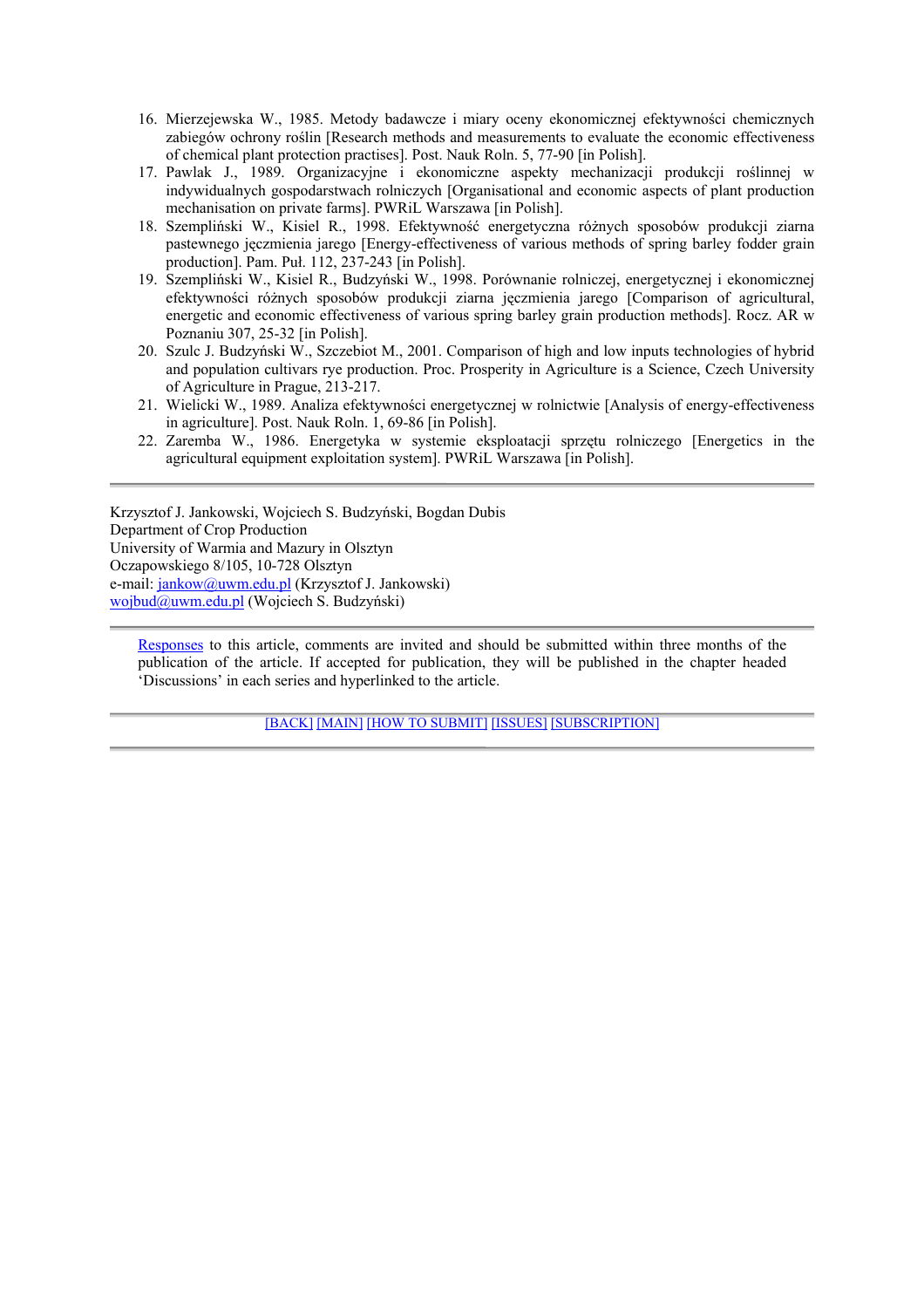16. Mierzejewska W., 1985. Metody badawcze i miary oceny ekonomicznej efektywności chemicznych zabiegów ochrony roślin [Research methods and measurements to evaluate the economic effectiveness of chemical plant protection practises]. Post. Nauk Roln. 5, 77-90 [in Polish].
17. Pawlak J., 1989. Organizacyjne i ekonomiczne aspekty mechanizacji produkcji roślinnej w indywidualnych gospodarstwach rolniczych [Organisational and economic aspects of plant production mechanisation on private farms]. PWRiL Warszawa [in Polish].
18. Szempliński W., Kisiel R., 1998. Efektywność energetyczna różnych sposobów produkcji ziarna pastewnego jęczmienia jarego [Energy-effectiveness of various methods of spring barley fodder grain production]. Pam. Puł. 112, 237-243 [in Polish].
19. Szempliński W., Kisiel R., Budzyński W., 1998. Porównanie rolniczej, energetycznej i ekonomicznej efektywności różnych sposobów produkcji ziarna jęczmienia jarego [Comparison of agricultural, energetic and economic effectiveness of various spring barley grain production methods]. Rocz. AR w Poznaniu 307, 25-32 [in Polish].
20. Szulc J. Budzyński W., Szczebiot M., 2001. Comparison of high and low inputs technologies of hybrid and population cultivars rye production. Proc. Prosperity in Agriculture is a Science, Czech University of Agriculture in Prague, 213-217.
21. Wielicki W., 1989. Analiza efektywności energetycznej w rolnictwie [Analysis of energy-effectiveness in agriculture]. Post. Nauk Roln. 1, 69-86 [in Polish].
22. Zaremba W., 1986. Energetyka w systemie eksploatacji sprzętu rolniczego [Energetics in the agricultural equipment exploitation system]. PWRiL Warszawa [in Polish].

---

Krzysztof J. Jankowski, Wojciech S. Budzyński, Bogdan Dubis
Department of Crop Production
University of Warmia and Mazury in Olsztyn
Oczapowskiego 8/105, 10-728 Olsztyn
e-mail: jankow@uwm.edu.pl (Krzysztof J. Jankowski)
wojbud@uwm.edu.pl (Wojciech S. Budzyński)

---

Responses to this article, comments are invited and should be submitted within three months of the publication of the article. If accepted for publication, they will be published in the chapter headed 'Discussions' in each series and hyperlinked to the article.

---

[BACK] [MAIN] [HOW TO SUBMIT] [ISSUES] [SUBSCRIPTION]